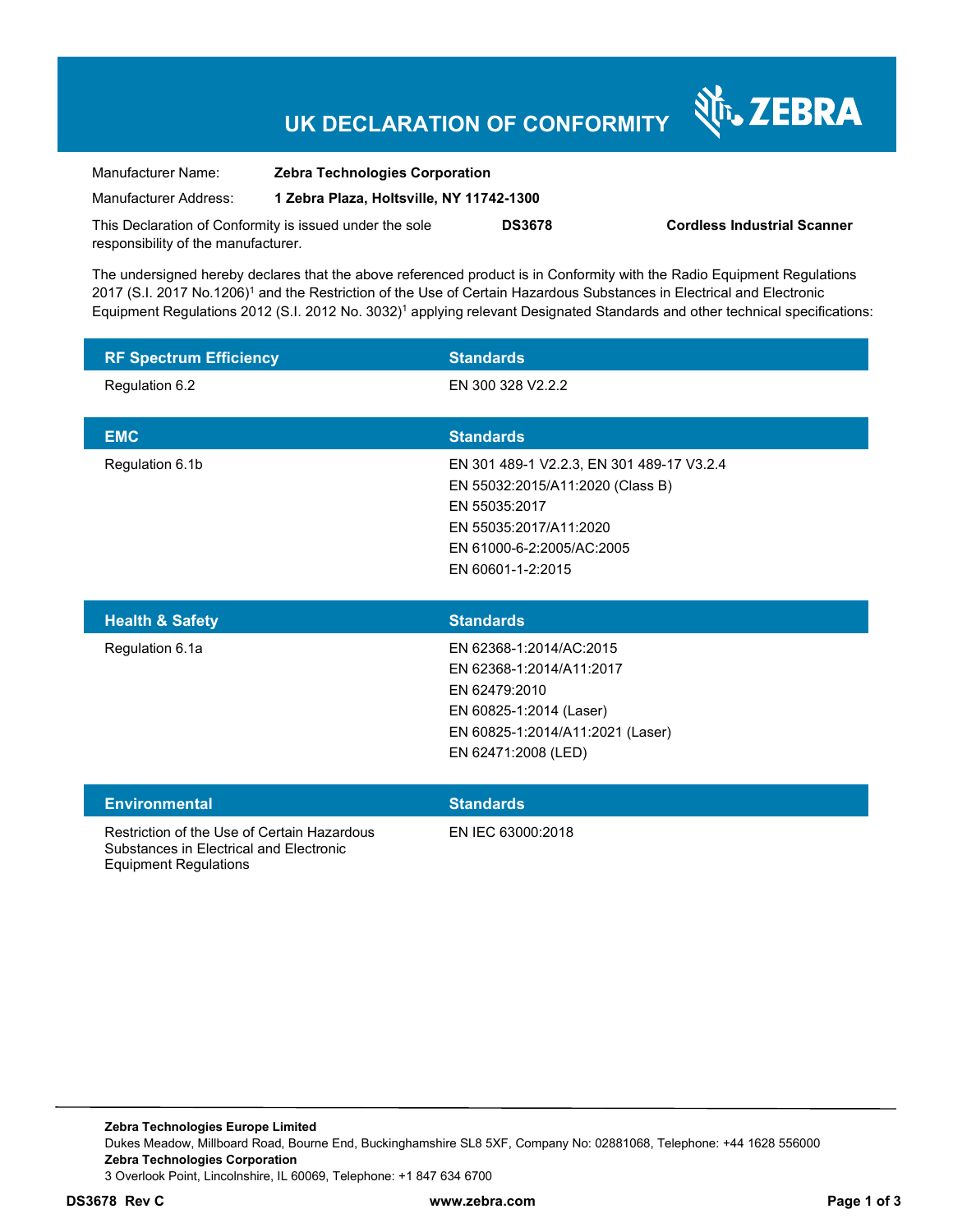# UK DECLARATION OF CONFORMITY

ZEBRA

Manufacturer Name: **Zebra Technologies Corporation**

Manufacturer Address: **1 Zebra Plaza, Holtsville, NY 11742-1300**

This Declaration of Conformity is issued under the sole responsibility of the manufacturer. **DS3678** **Cordless Industrial Scanner**

The undersigned hereby declares that the above referenced product is in Conformity with the Radio Equipment Regulations 2017 (S.I. 2017 No.1206)[1] and the Restriction of the Use of Certain Hazardous Substances in Electrical and Electronic Equipment Regulations 2012 (S.I. 2012 No. 3032)[1] applying relevant Designated Standards and other technical specifications:

| RF Spectrum Efficiency | Standards |
|---|---|
| Regulation 6.2 | EN 300 328 V2.2.2 |

| EMC | Standards |
|---|---|
| Regulation 6.1b | EN 301 489-1 V2.2.3, EN 301 489-17 V3.2.4<br>EN 55032:2015/A11:2020 (Class B)<br>EN 55035:2017<br>EN 55035:2017/A11:2020<br>EN 61000-6-2:2005/AC:2005<br>EN 60601-1-2:2015 |

| Health & Safety | Standards |
|---|---|
| Regulation 6.1a | EN 62368-1:2014/AC:2015<br>EN 62368-1:2014/A11:2017<br>EN 62479:2010<br>EN 60825-1:2014 (Laser)<br>EN 60825-1:2014/A11:2021 (Laser)<br>EN 62471:2008 (LED) |

| Environmental | Standards |
|---|---|
| Restriction of the Use of Certain Hazardous Substances in Electrical and Electronic Equipment Regulations | EN IEC 63000:2018 |

**Zebra Technologies Europe Limited**
Dukes Meadow, Millboard Road, Bourne End, Buckinghamshire SL8 5XF, Company No: 02881068, Telephone: +44 1628 556000
**Zebra Technologies Corporation**
3 Overlook Point, Lincolnshire, IL 60069, Telephone: +1 847 634 6700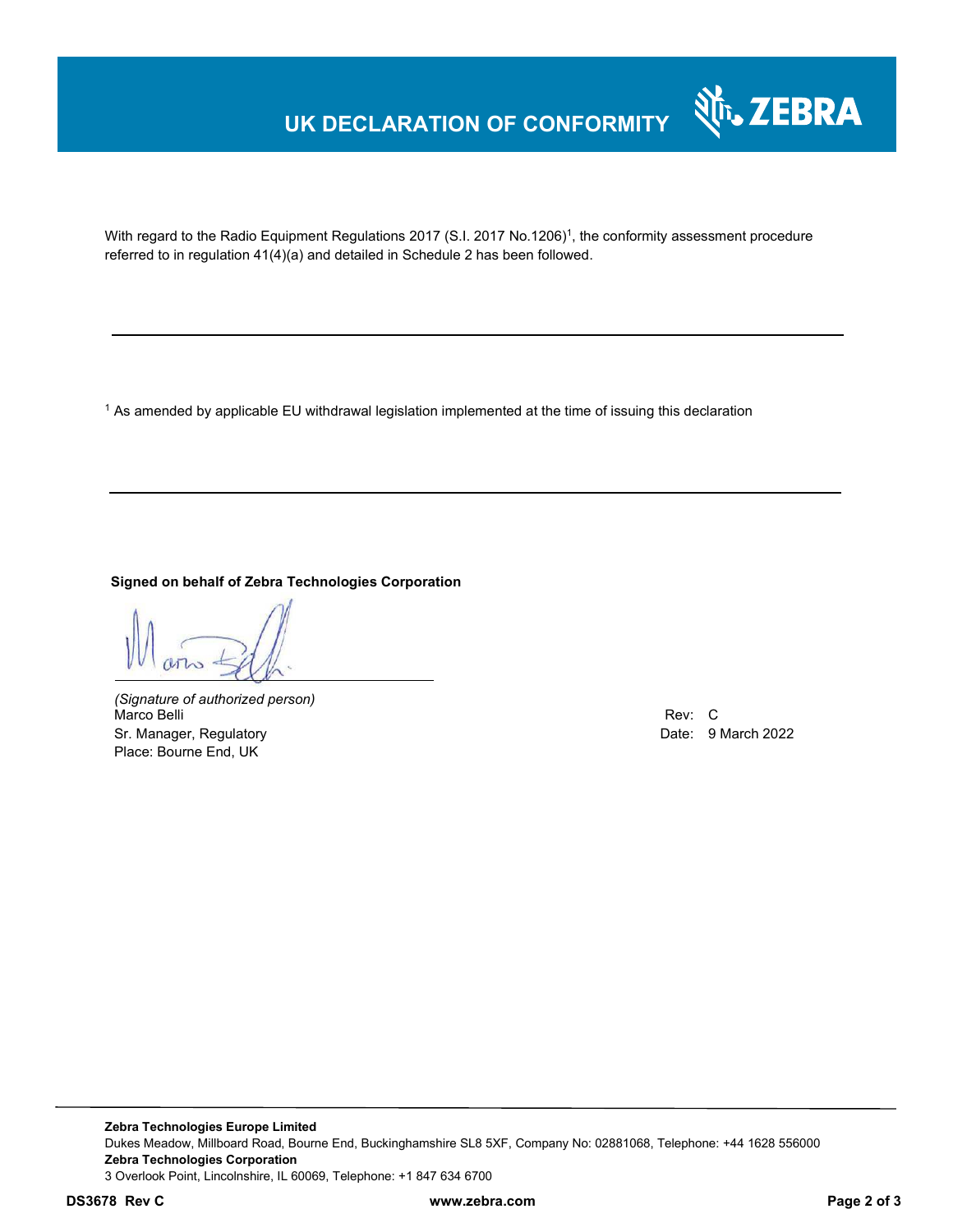# UK DECLARATION OF CONFORMITY

With regard to the Radio Equipment Regulations 2017 (S.I. 2017 No.1206)[1], the conformity assessment procedure referred to in regulation 41(4)(a) and detailed in Schedule 2 has been followed.

---

[1] As amended by applicable EU withdrawal legislation implemented at the time of issuing this declaration

---

**Signed on behalf of Zebra Technologies Corporation**

*(Signature of authorized person)*
Marco Belli
Sr. Manager, Regulatory
Place: Bourne End, UK

Rev: C
Date: 9 March 2022

**Zebra Technologies Europe Limited**
Dukes Meadow, Millboard Road, Bourne End, Buckinghamshire SL8 5XF, Company No: 02881068, Telephone: +44 1628 556000
**Zebra Technologies Corporation**
3 Overlook Point, Lincolnshire, IL 60069, Telephone: +1 847 634 6700

**DS3678 Rev C** **www.zebra.com**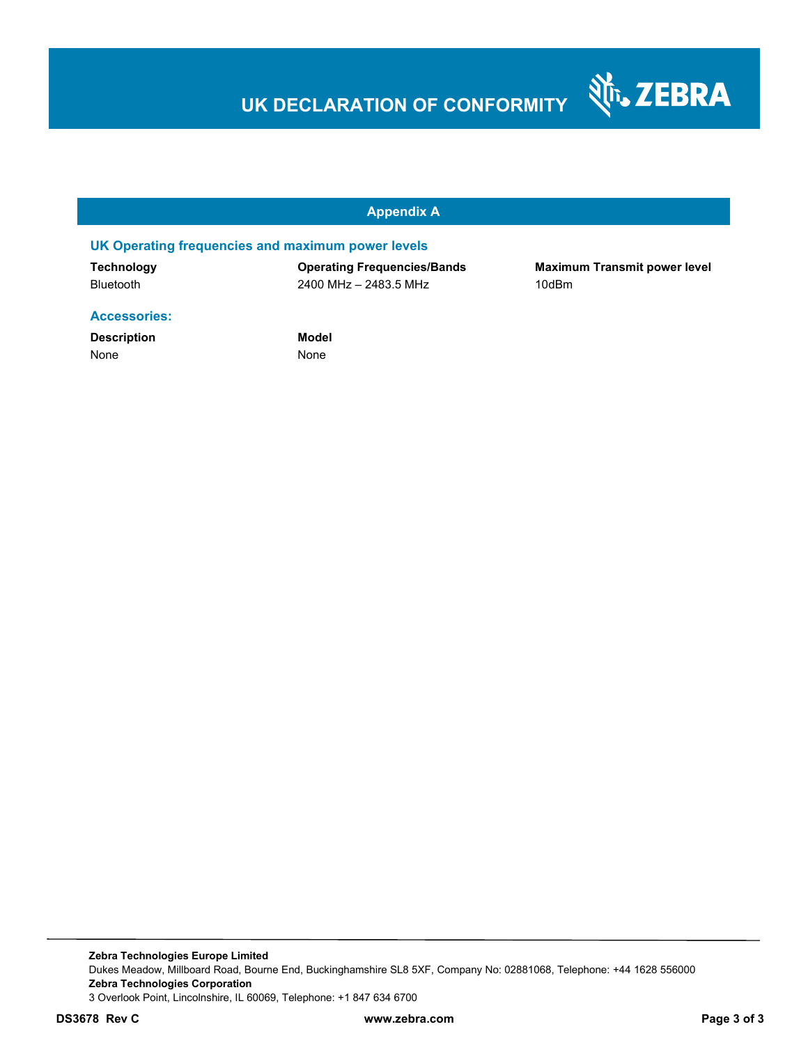# UK DECLARATION OF CONFORMITY

## Appendix A

### UK Operating frequencies and maximum power levels

| Technology | Operating Frequencies/Bands | Maximum Transmit power level |
| --- | --- | --- |
| Bluetooth | 2400 MHz – 2483.5 MHz | 10dBm |

### Accessories:

| Description | Model |
| --- | --- |
| None | None |

**Zebra Technologies Europe Limited**
Dukes Meadow, Millboard Road, Bourne End, Buckinghamshire SL8 5XF, Company No: 02881068, Telephone: +44 1628 556000
**Zebra Technologies Corporation**
3 Overlook Point, Lincolnshire, IL 60069, Telephone: +1 847 634 6700